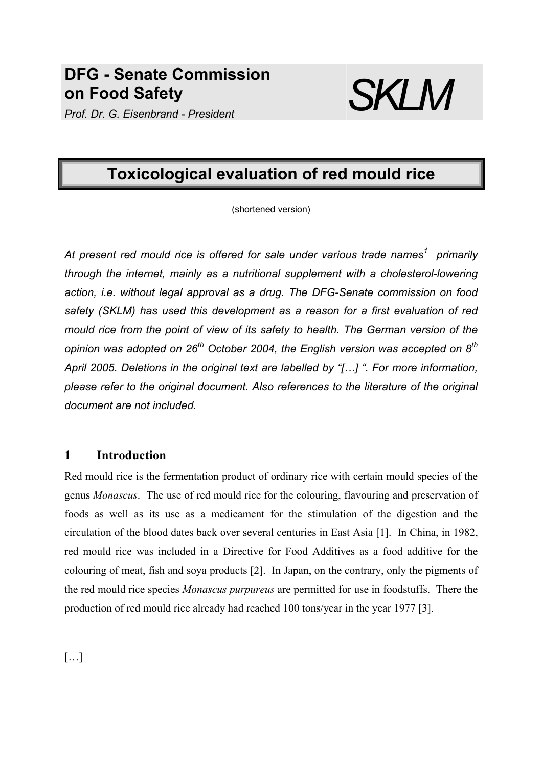**DFG - Senate Commission on Food Safety**

*Prof. Dr. G. Eisenbrand - President*

SKLM

# Toxicological evaluation of red mould rice

(shortened version)

*At present red mould rice is offered for sale under various trade names[1] primarily through the internet, mainly as a nutritional supplement with a cholesterol-lowering action, i.e. without legal approval as a drug. The DFG-Senate commission on food safety (SKLM) has used this development as a reason for a first evaluation of red mould rice from the point of view of its safety to health. The German version of the opinion was adopted on 26th October 2004, the English version was accepted on 8th April 2005. Deletions in the original text are labelled by "[…] ". For more information, please refer to the original document. Also references to the literature of the original document are not included.*

## 1 Introduction

Red mould rice is the fermentation product of ordinary rice with certain mould species of the genus *Monascus*. The use of red mould rice for the colouring, flavouring and preservation of foods as well as its use as a medicament for the stimulation of the digestion and the circulation of the blood dates back over several centuries in East Asia [1]. In China, in 1982, red mould rice was included in a Directive for Food Additives as a food additive for the colouring of meat, fish and soya products [2]. In Japan, on the contrary, only the pigments of the red mould rice species *Monascus purpureus* are permitted for use in foodstuffs. There the production of red mould rice already had reached 100 tons/year in the year 1977 [3].

[…]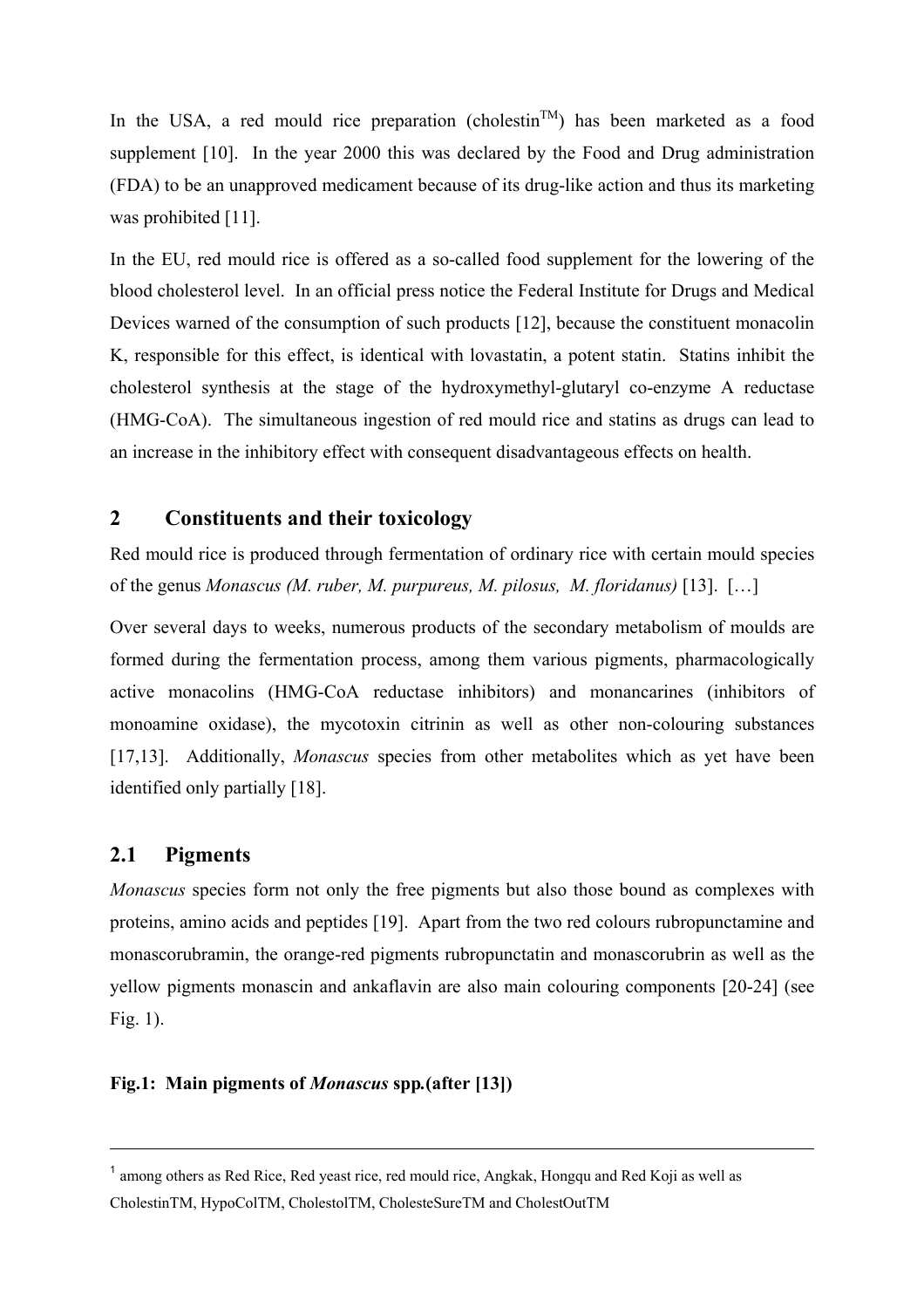In the USA, a red mould rice preparation (cholestin[TM]) has been marketed as a food supplement [10]. In the year 2000 this was declared by the Food and Drug administration (FDA) to be an unapproved medicament because of its drug-like action and thus its marketing was prohibited [11].

In the EU, red mould rice is offered as a so-called food supplement for the lowering of the blood cholesterol level. In an official press notice the Federal Institute for Drugs and Medical Devices warned of the consumption of such products [12], because the constituent monacolin K, responsible for this effect, is identical with lovastatin, a potent statin. Statins inhibit the cholesterol synthesis at the stage of the hydroxymethyl-glutaryl co-enzyme A reductase (HMG-CoA). The simultaneous ingestion of red mould rice and statins as drugs can lead to an increase in the inhibitory effect with consequent disadvantageous effects on health.

## 2 Constituents and their toxicology

Red mould rice is produced through fermentation of ordinary rice with certain mould species of the genus *Monascus (M. ruber, M. purpureus, M. pilosus, M. floridanus)* [13]. […]

Over several days to weeks, numerous products of the secondary metabolism of moulds are formed during the fermentation process, among them various pigments, pharmacologically active monacolins (HMG-CoA reductase inhibitors) and monancarines (inhibitors of monoamine oxidase), the mycotoxin citrinin as well as other non-colouring substances [17,13]. Additionally, *Monascus* species from other metabolites which as yet have been identified only partially [18].

### 2.1 Pigments

*Monascus* species form not only the free pigments but also those bound as complexes with proteins, amino acids and peptides [19]. Apart from the two red colours rubropunctamine and monascorubramin, the orange-red pigments rubropunctatin and monascorubrin as well as the yellow pigments monascin and ankaflavin are also main colouring components [20-24] (see Fig. 1).

**Fig.1: Main pigments of *Monascus* spp.(after [13])**

---

[1] among others as Red Rice, Red yeast rice, red mould rice, Angkak, Hongqu and Red Koji as well as CholestinTM, HypoColTM, CholestolTM, CholesteSureTM and CholestOutTM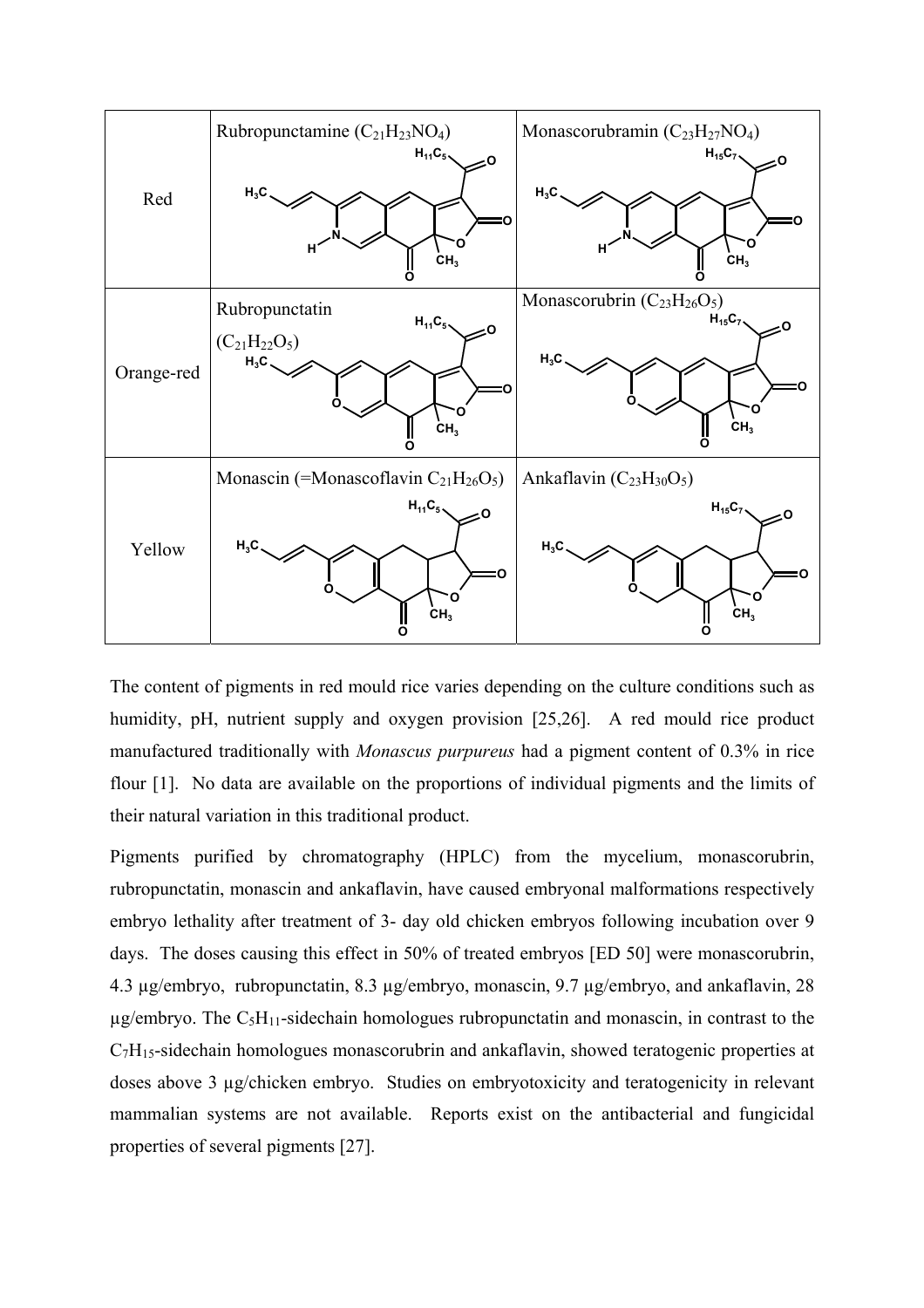| | | |
|---|---|---|
| Red | Rubropunctamine ($C_{21}H_{23}NO_4$) | Monascorubramin ($C_{23}H_{27}NO_4$) |
| Orange-red | Rubropunctatin ($C_{21}H_{22}O_5$) | Monascorubrin ($C_{23}H_{26}O_5$) |
| Yellow | Monascin (=Monascoflavin $C_{21}H_{26}O_5$) | Ankaflavin ($C_{23}H_{30}O_5$) |

The content of pigments in red mould rice varies depending on the culture conditions such as humidity, pH, nutrient supply and oxygen provision [25,26]. A red mould rice product manufactured traditionally with *Monascus purpureus* had a pigment content of 0.3% in rice flour [1]. No data are available on the proportions of individual pigments and the limits of their natural variation in this traditional product.

Pigments purified by chromatography (HPLC) from the mycelium, monascorubrin, rubropunctatin, monascin and ankaflavin, have caused embryonal malformations respectively embryo lethality after treatment of 3- day old chicken embryos following incubation over 9 days. The doses causing this effect in 50% of treated embryos [ED 50] were monascorubrin, 4.3 µg/embryo, rubropunctatin, 8.3 µg/embryo, monascin, 9.7 µg/embryo, and ankaflavin, 28 µg/embryo. The $C_5H_{11}$-sidechain homologues rubropunctatin and monascin, in contrast to the $C_7H_{15}$-sidechain homologues monascorubrin and ankaflavin, showed teratogenic properties at doses above 3 µg/chicken embryo. Studies on embryotoxicity and teratogenicity in relevant mammalian systems are not available. Reports exist on the antibacterial and fungicidal properties of several pigments [27].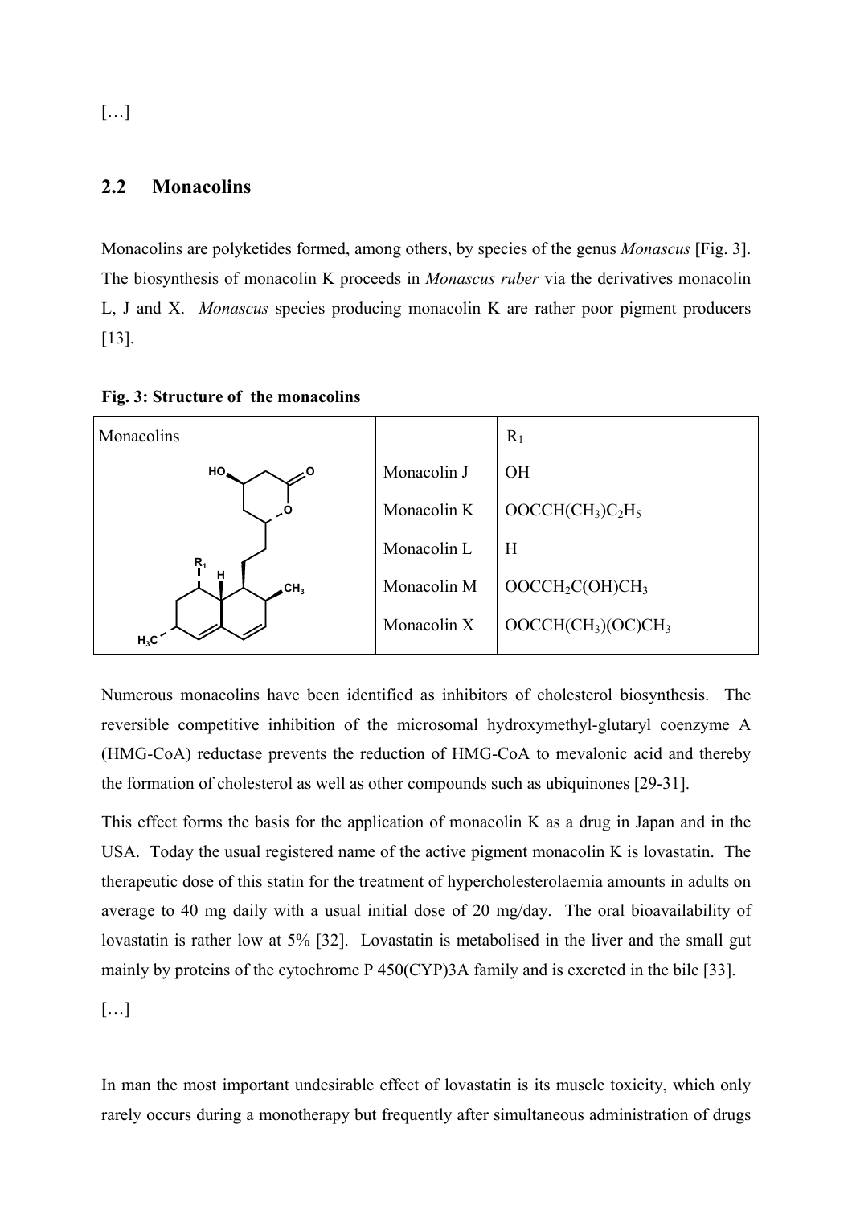[…]

## 2.2 Monacolins

Monacolins are polyketides formed, among others, by species of the genus *Monascus* [Fig. 3]. The biosynthesis of monacolin K proceeds in *Monascus ruber* via the derivatives monacolin L, J and X. *Monascus* species producing monacolin K are rather poor pigment producers [13].

**Fig. 3: Structure of the monacolins**

| Monacolins | | $R_1$ |
|---|---|---|
| | Monacolin J | OH |
| | Monacolin K | $OOCCH(CH_3)C_2H_5$ |
| | Monacolin L | H |
| | Monacolin M | $OOCCH_2C(OH)CH_3$ |
| | Monacolin X | $OOCCH(CH_3)(OC)CH_3$ |

Numerous monacolins have been identified as inhibitors of cholesterol biosynthesis. The reversible competitive inhibition of the microsomal hydroxymethyl-glutaryl coenzyme A (HMG-CoA) reductase prevents the reduction of HMG-CoA to mevalonic acid and thereby the formation of cholesterol as well as other compounds such as ubiquinones [29-31].

This effect forms the basis for the application of monacolin K as a drug in Japan and in the USA. Today the usual registered name of the active pigment monacolin K is lovastatin. The therapeutic dose of this statin for the treatment of hypercholesterolaemia amounts in adults on average to 40 mg daily with a usual initial dose of 20 mg/day. The oral bioavailability of lovastatin is rather low at 5% [32]. Lovastatin is metabolised in the liver and the small gut mainly by proteins of the cytochrome P 450(CYP)3A family and is excreted in the bile [33].

[…]

In man the most important undesirable effect of lovastatin is its muscle toxicity, which only rarely occurs during a monotherapy but frequently after simultaneous administration of drugs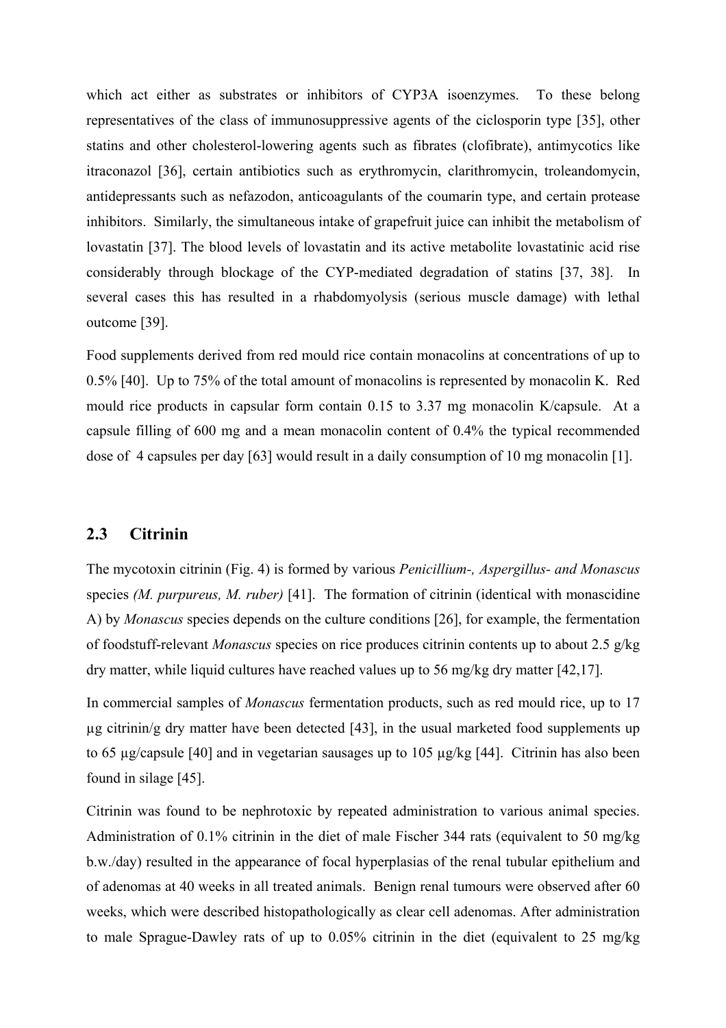which act either as substrates or inhibitors of CYP3A isoenzymes. To these belong representatives of the class of immunosuppressive agents of the ciclosporin type [35], other statins and other cholesterol-lowering agents such as fibrates (clofibrate), antimycotics like itraconazol [36], certain antibiotics such as erythromycin, clarithromycin, troleandomycin, antidepressants such as nefazodon, anticoagulants of the coumarin type, and certain protease inhibitors. Similarly, the simultaneous intake of grapefruit juice can inhibit the metabolism of lovastatin [37]. The blood levels of lovastatin and its active metabolite lovastatinic acid rise considerably through blockage of the CYP-mediated degradation of statins [37, 38]. In several cases this has resulted in a rhabdomyolysis (serious muscle damage) with lethal outcome [39].

Food supplements derived from red mould rice contain monacolins at concentrations of up to 0.5% [40]. Up to 75% of the total amount of monacolins is represented by monacolin K. Red mould rice products in capsular form contain 0.15 to 3.37 mg monacolin K/capsule. At a capsule filling of 600 mg and a mean monacolin content of 0.4% the typical recommended dose of 4 capsules per day [63] would result in a daily consumption of 10 mg monacolin [1].

## 2.3 Citrinin

The mycotoxin citrinin (Fig. 4) is formed by various *Penicillium-, Aspergillus- and Monascus* species *(M. purpureus, M. ruber)* [41]. The formation of citrinin (identical with monascidine A) by *Monascus* species depends on the culture conditions [26], for example, the fermentation of foodstuff-relevant *Monascus* species on rice produces citrinin contents up to about 2.5 g/kg dry matter, while liquid cultures have reached values up to 56 mg/kg dry matter [42,17].

In commercial samples of *Monascus* fermentation products, such as red mould rice, up to 17 µg citrinin/g dry matter have been detected [43], in the usual marketed food supplements up to 65 µg/capsule [40] and in vegetarian sausages up to 105 µg/kg [44]. Citrinin has also been found in silage [45].

Citrinin was found to be nephrotoxic by repeated administration to various animal species. Administration of 0.1% citrinin in the diet of male Fischer 344 rats (equivalent to 50 mg/kg b.w./day) resulted in the appearance of focal hyperplasias of the renal tubular epithelium and of adenomas at 40 weeks in all treated animals. Benign renal tumours were observed after 60 weeks, which were described histopathologically as clear cell adenomas. After administration to male Sprague-Dawley rats of up to 0.05% citrinin in the diet (equivalent to 25 mg/kg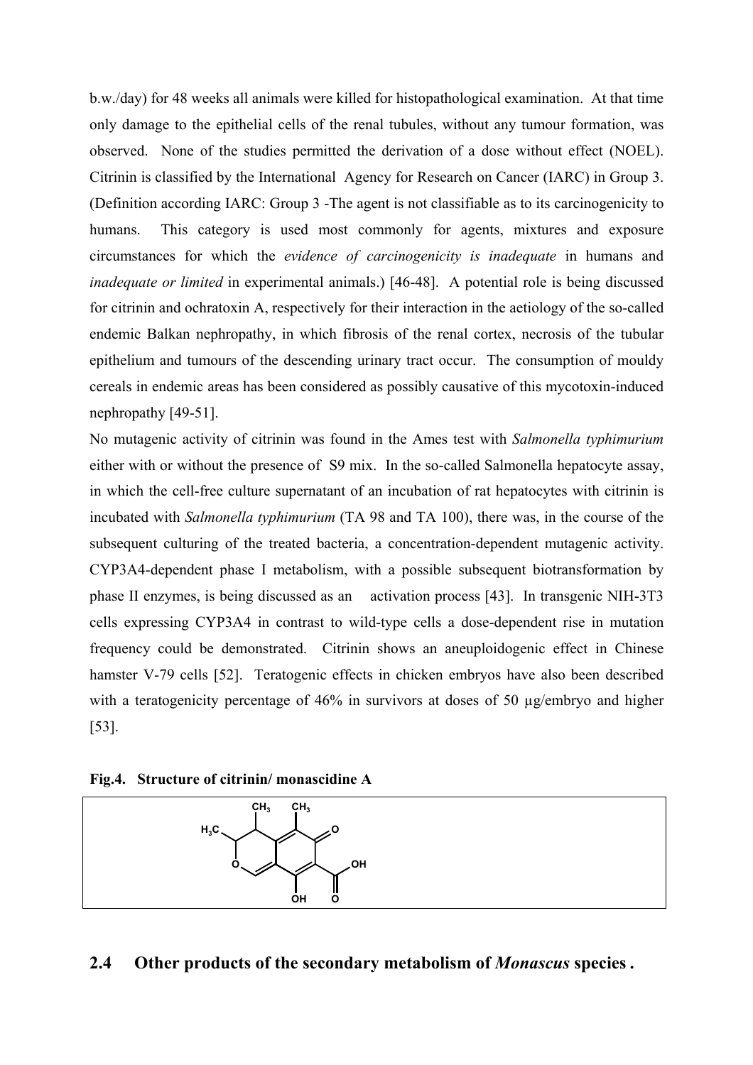b.w./day) for 48 weeks all animals were killed for histopathological examination. At that time only damage to the epithelial cells of the renal tubules, without any tumour formation, was observed. None of the studies permitted the derivation of a dose without effect (NOEL). Citrinin is classified by the International Agency for Research on Cancer (IARC) in Group 3. (Definition according IARC: Group 3 -The agent is not classifiable as to its carcinogenicity to humans. This category is used most commonly for agents, mixtures and exposure circumstances for which the *evidence of carcinogenicity is inadequate* in humans and *inadequate or limited* in experimental animals.) [46-48]. A potential role is being discussed for citrinin and ochratoxin A, respectively for their interaction in the aetiology of the so-called endemic Balkan nephropathy, in which fibrosis of the renal cortex, necrosis of the tubular epithelium and tumours of the descending urinary tract occur. The consumption of mouldy cereals in endemic areas has been considered as possibly causative of this mycotoxin-induced nephropathy [49-51].

No mutagenic activity of citrinin was found in the Ames test with *Salmonella typhimurium* either with or without the presence of S9 mix. In the so-called Salmonella hepatocyte assay, in which the cell-free culture supernatant of an incubation of rat hepatocytes with citrinin is incubated with *Salmonella typhimurium* (TA 98 and TA 100), there was, in the course of the subsequent culturing of the treated bacteria, a concentration-dependent mutagenic activity. CYP3A4-dependent phase I metabolism, with a possible subsequent biotransformation by phase II enzymes, is being discussed as an activation process [43]. In transgenic NIH-3T3 cells expressing CYP3A4 in contrast to wild-type cells a dose-dependent rise in mutation frequency could be demonstrated. Citrinin shows an aneuploidogenic effect in Chinese hamster V-79 cells [52]. Teratogenic effects in chicken embryos have also been described with a teratogenicity percentage of 46% in survivors at doses of 50 µg/embryo and higher [53].

**Fig.4. Structure of citrinin/ monascidine A**

## 2.4 Other products of the secondary metabolism of *Monascus* species .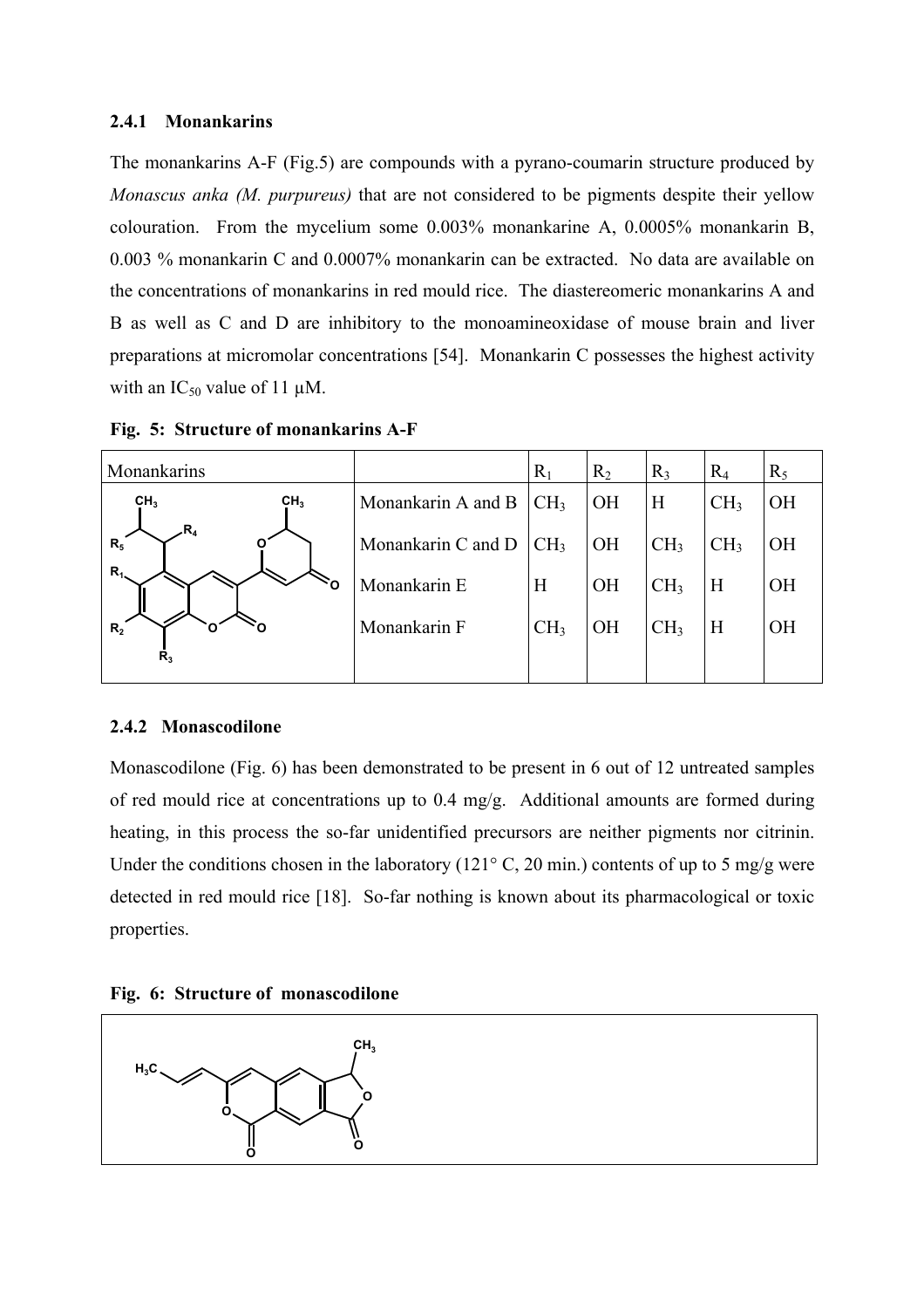### 2.4.1 Monankarins

The monankarins A-F (Fig.5) are compounds with a pyrano-coumarin structure produced by *Monascus anka (M. purpureus)* that are not considered to be pigments despite their yellow colouration. From the mycelium some 0.003% monankarine A, 0.0005% monankarin B, 0.003 % monankarin C and 0.0007% monankarin can be extracted. No data are available on the concentrations of monankarins in red mould rice. The diastereomeric monankarins A and B as well as C and D are inhibitory to the monoamineoxidase of mouse brain and liver preparations at micromolar concentrations [54]. Monankarin C possesses the highest activity with an $IC_{50}$ value of 11 µM.

**Fig. 5: Structure of monankarins A-F**

| Monankarins | | $R_1$ | $R_2$ | $R_3$ | $R_4$ | $R_5$ |
|---|---|---|---|---|---|---|
| | Monankarin A and B | $CH_3$ | OH | H | $CH_3$ | OH |
| | Monankarin C and D | $CH_3$ | OH | $CH_3$ | $CH_3$ | OH |
| | Monankarin E | H | OH | $CH_3$ | H | OH |
| | Monankarin F | $CH_3$ | OH | $CH_3$ | H | OH |

### 2.4.2 Monascodilone

Monascodilone (Fig. 6) has been demonstrated to be present in 6 out of 12 untreated samples of red mould rice at concentrations up to 0.4 mg/g. Additional amounts are formed during heating, in this process the so-far unidentified precursors are neither pigments nor citrinin. Under the conditions chosen in the laboratory (121° C, 20 min.) contents of up to 5 mg/g were detected in red mould rice [18]. So-far nothing is known about its pharmacological or toxic properties.

**Fig. 6: Structure of monascodilone**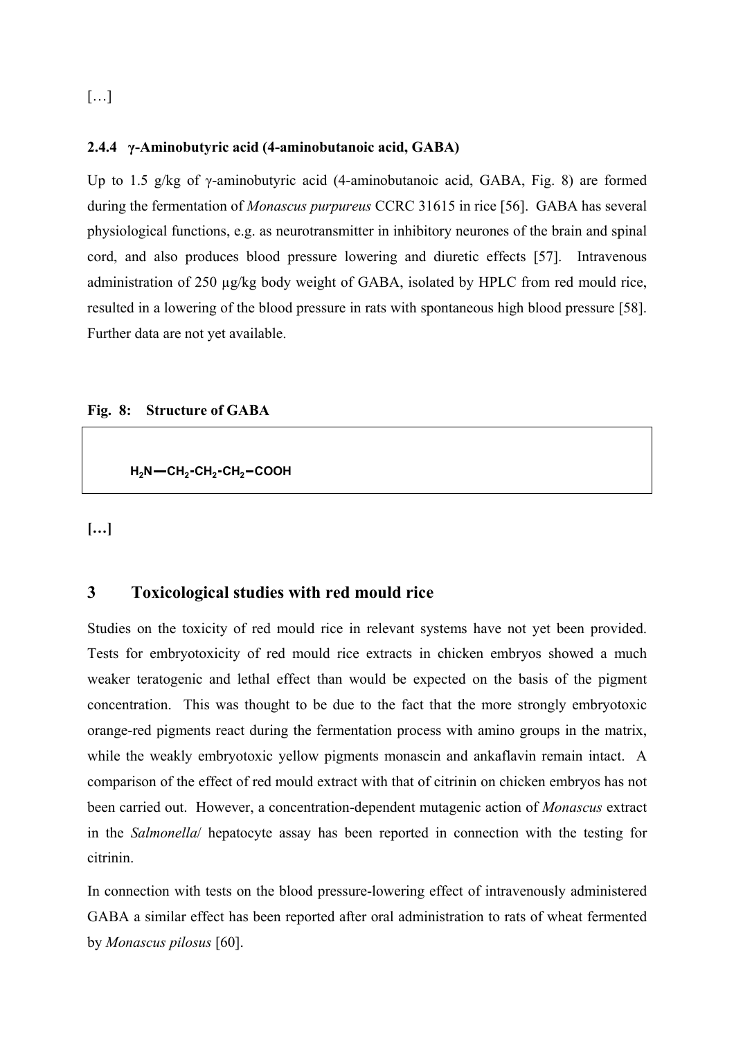[…]

### 2.4.4 γ-Aminobutyric acid (4-aminobutanoic acid, GABA)

Up to 1.5 g/kg of γ-aminobutyric acid (4-aminobutanoic acid, GABA, Fig. 8) are formed during the fermentation of *Monascus purpureus* CCRC 31615 in rice [56]. GABA has several physiological functions, e.g. as neurotransmitter in inhibitory neurones of the brain and spinal cord, and also produces blood pressure lowering and diuretic effects [57]. Intravenous administration of 250 µg/kg body weight of GABA, isolated by HPLC from red mould rice, resulted in a lowering of the blood pressure in rats with spontaneous high blood pressure [58]. Further data are not yet available.

**Fig. 8: Structure of GABA**

$H_2N-CH_2-CH_2-CH_2-COOH$

**[…]**

## 3 Toxicological studies with red mould rice

Studies on the toxicity of red mould rice in relevant systems have not yet been provided. Tests for embryotoxicity of red mould rice extracts in chicken embryos showed a much weaker teratogenic and lethal effect than would be expected on the basis of the pigment concentration. This was thought to be due to the fact that the more strongly embryotoxic orange-red pigments react during the fermentation process with amino groups in the matrix, while the weakly embryotoxic yellow pigments monascin and ankaflavin remain intact. A comparison of the effect of red mould extract with that of citrinin on chicken embryos has not been carried out. However, a concentration-dependent mutagenic action of *Monascus* extract in the *Salmonella*/ hepatocyte assay has been reported in connection with the testing for citrinin.

In connection with tests on the blood pressure-lowering effect of intravenously administered GABA a similar effect has been reported after oral administration to rats of wheat fermented by *Monascus pilosus* [60].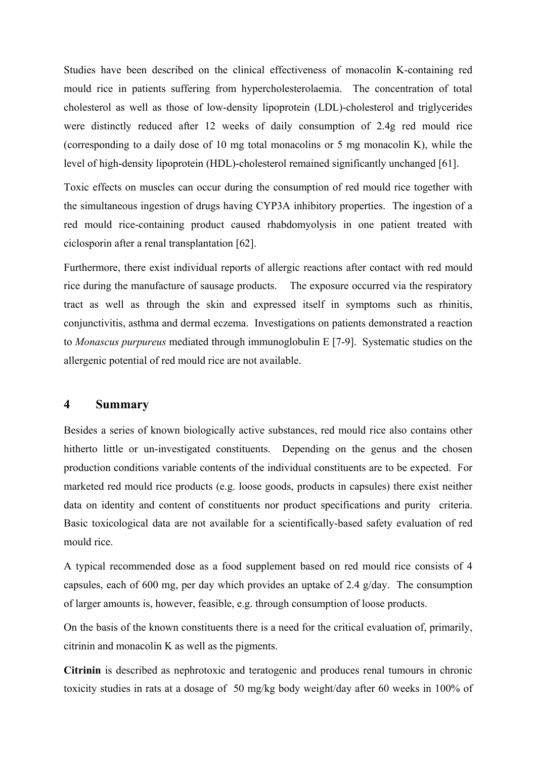Studies have been described on the clinical effectiveness of monacolin K-containing red mould rice in patients suffering from hypercholesterolaemia. The concentration of total cholesterol as well as those of low-density lipoprotein (LDL)-cholesterol and triglycerides were distinctly reduced after 12 weeks of daily consumption of 2.4g red mould rice (corresponding to a daily dose of 10 mg total monacolins or 5 mg monacolin K), while the level of high-density lipoprotein (HDL)-cholesterol remained significantly unchanged [61].

Toxic effects on muscles can occur during the consumption of red mould rice together with the simultaneous ingestion of drugs having CYP3A inhibitory properties. The ingestion of a red mould rice-containing product caused rhabdomyolysis in one patient treated with ciclosporin after a renal transplantation [62].

Furthermore, there exist individual reports of allergic reactions after contact with red mould rice during the manufacture of sausage products. The exposure occurred via the respiratory tract as well as through the skin and expressed itself in symptoms such as rhinitis, conjunctivitis, asthma and dermal eczema. Investigations on patients demonstrated a reaction to *Monascus purpureus* mediated through immunoglobulin E [7-9]. Systematic studies on the allergenic potential of red mould rice are not available.

## 4 Summary

Besides a series of known biologically active substances, red mould rice also contains other hitherto little or un-investigated constituents. Depending on the genus and the chosen production conditions variable contents of the individual constituents are to be expected. For marketed red mould rice products (e.g. loose goods, products in capsules) there exist neither data on identity and content of constituents nor product specifications and purity criteria. Basic toxicological data are not available for a scientifically-based safety evaluation of red mould rice.

A typical recommended dose as a food supplement based on red mould rice consists of 4 capsules, each of 600 mg, per day which provides an uptake of 2.4 g/day. The consumption of larger amounts is, however, feasible, e.g. through consumption of loose products.

On the basis of the known constituents there is a need for the critical evaluation of, primarily, citrinin and monacolin K as well as the pigments.

**Citrinin** is described as nephrotoxic and teratogenic and produces renal tumours in chronic toxicity studies in rats at a dosage of 50 mg/kg body weight/day after 60 weeks in 100% of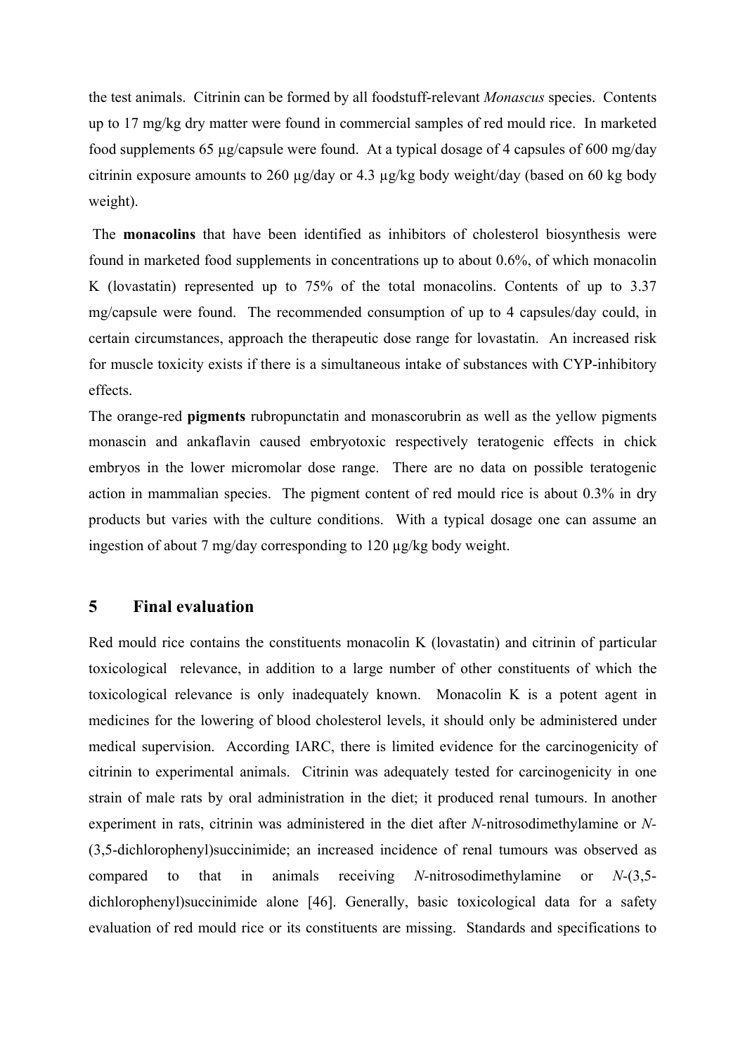the test animals. Citrinin can be formed by all foodstuff-relevant *Monascus* species. Contents up to 17 mg/kg dry matter were found in commercial samples of red mould rice. In marketed food supplements 65 µg/capsule were found. At a typical dosage of 4 capsules of 600 mg/day citrinin exposure amounts to 260 µg/day or 4.3 µg/kg body weight/day (based on 60 kg body weight).

The **monacolins** that have been identified as inhibitors of cholesterol biosynthesis were found in marketed food supplements in concentrations up to about 0.6%, of which monacolin K (lovastatin) represented up to 75% of the total monacolins. Contents of up to 3.37 mg/capsule were found. The recommended consumption of up to 4 capsules/day could, in certain circumstances, approach the therapeutic dose range for lovastatin. An increased risk for muscle toxicity exists if there is a simultaneous intake of substances with CYP-inhibitory effects.

The orange-red **pigments** rubropunctatin and monascorubrin as well as the yellow pigments monascin and ankaflavin caused embryotoxic respectively teratogenic effects in chick embryos in the lower micromolar dose range. There are no data on possible teratogenic action in mammalian species. The pigment content of red mould rice is about 0.3% in dry products but varies with the culture conditions. With a typical dosage one can assume an ingestion of about 7 mg/day corresponding to 120 µg/kg body weight.

## 5 Final evaluation

Red mould rice contains the constituents monacolin K (lovastatin) and citrinin of particular toxicological relevance, in addition to a large number of other constituents of which the toxicological relevance is only inadequately known. Monacolin K is a potent agent in medicines for the lowering of blood cholesterol levels, it should only be administered under medical supervision. According IARC, there is limited evidence for the carcinogenicity of citrinin to experimental animals. Citrinin was adequately tested for carcinogenicity in one strain of male rats by oral administration in the diet; it produced renal tumours. In another experiment in rats, citrinin was administered in the diet after *N*-nitrosodimethylamine or *N*-(3,5-dichlorophenyl)succinimide; an increased incidence of renal tumours was observed as compared to that in animals receiving *N*-nitrosodimethylamine or *N*-(3,5-dichlorophenyl)succinimide alone [46]. Generally, basic toxicological data for a safety evaluation of red mould rice or its constituents are missing. Standards and specifications to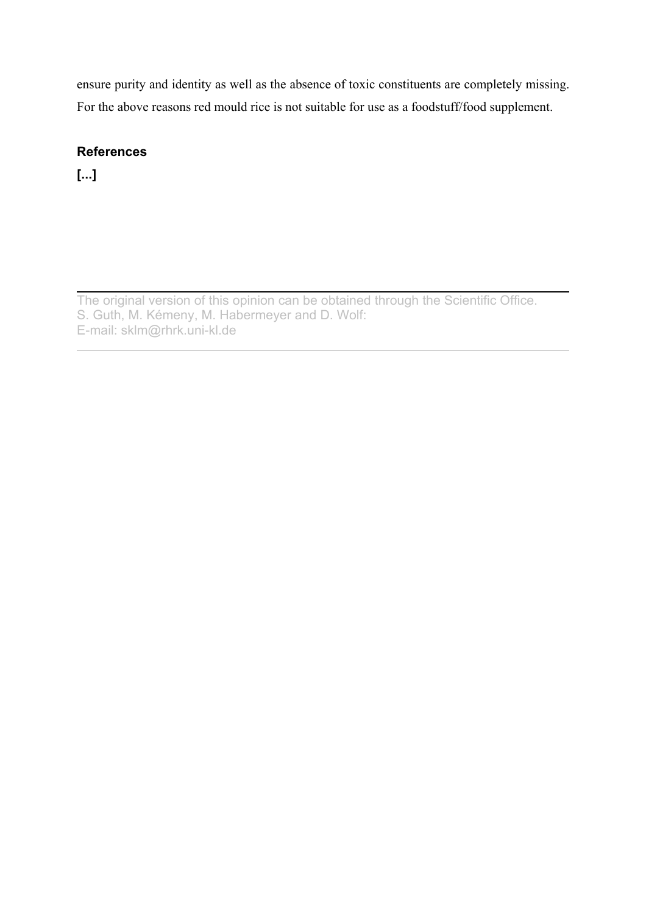ensure purity and identity as well as the absence of toxic constituents are completely missing. For the above reasons red mould rice is not suitable for use as a foodstuff/food supplement.

**References**

**[...]**

---

The original version of this opinion can be obtained through the Scientific Office.
S. Guth, M. Kémeny, M. Habermeyer and D. Wolf:
E-mail: sklm@rhrk.uni-kl.de